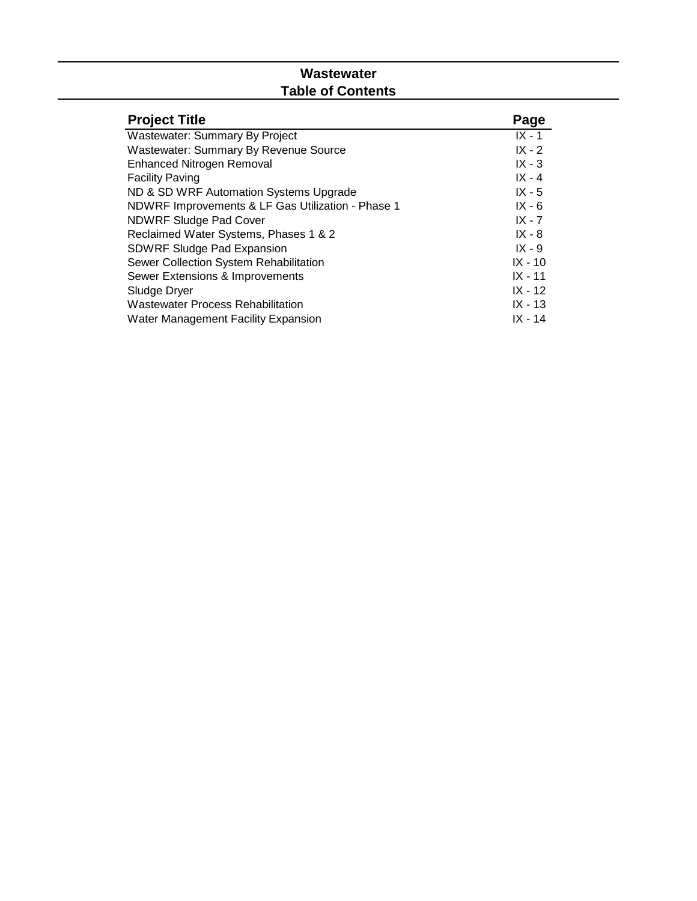# Wastewater
## Table of Contents

| Project Title | Page |
| --- | --- |
| Wastewater: Summary By Project | IX - 1 |
| Wastewater: Summary By Revenue Source | IX - 2 |
| Enhanced Nitrogen Removal | IX - 3 |
| Facility Paving | IX - 4 |
| ND & SD WRF Automation Systems Upgrade | IX - 5 |
| NDWRF Improvements & LF Gas Utilization - Phase 1 | IX - 6 |
| NDWRF Sludge Pad Cover | IX - 7 |
| Reclaimed Water Systems, Phases 1 & 2 | IX - 8 |
| SDWRF Sludge Pad Expansion | IX - 9 |
| Sewer Collection System Rehabilitation | IX - 10 |
| Sewer Extensions & Improvements | IX - 11 |
| Sludge Dryer | IX - 12 |
| Wastewater Process Rehabilitation | IX - 13 |
| Water Management Facility Expansion | IX - 14 |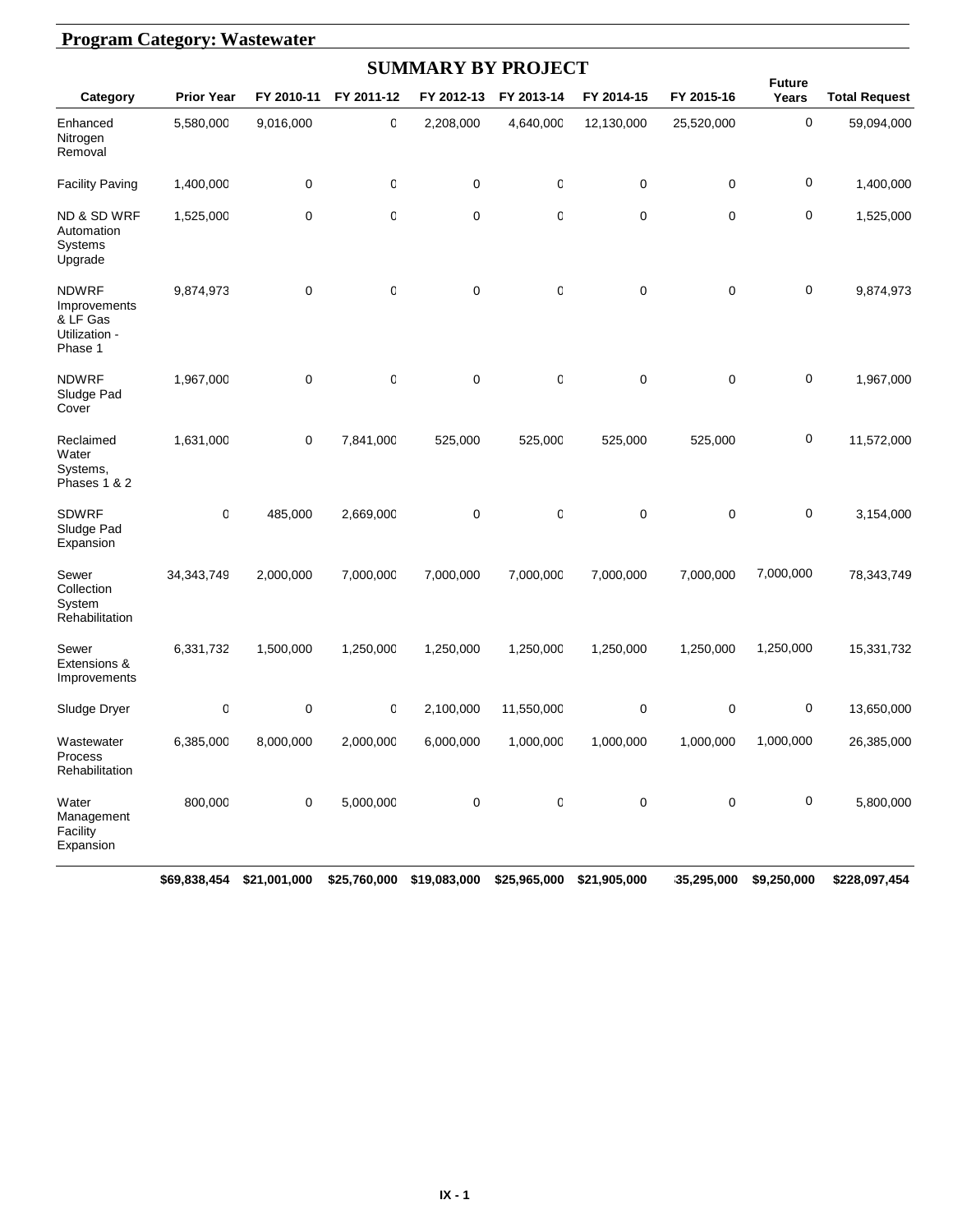## Program Category: Wastewater

### SUMMARY BY PROJECT

| Category | Prior Year | FY 2010-11 | FY 2011-12 | FY 2012-13 | FY 2013-14 | FY 2014-15 | FY 2015-16 | Future Years | Total Request |
|---|---|---|---|---|---|---|---|---|---|
| Enhanced Nitrogen Removal | 5,580,000 | 9,016,000 | 0 | 2,208,000 | 4,640,000 | 12,130,000 | 25,520,000 | 0 | 59,094,000 |
| Facility Paving | 1,400,000 | 0 | 0 | 0 | 0 | 0 | 0 | 0 | 1,400,000 |
| ND & SD WRF Automation Systems Upgrade | 1,525,000 | 0 | 0 | 0 | 0 | 0 | 0 | 0 | 1,525,000 |
| NDWRF Improvements & LF Gas Utilization - Phase 1 | 9,874,973 | 0 | 0 | 0 | 0 | 0 | 0 | 0 | 9,874,973 |
| NDWRF Sludge Pad Cover | 1,967,000 | 0 | 0 | 0 | 0 | 0 | 0 | 0 | 1,967,000 |
| Reclaimed Water Systems, Phases 1 & 2 | 1,631,000 | 0 | 7,841,000 | 525,000 | 525,000 | 525,000 | 525,000 | 0 | 11,572,000 |
| SDWRF Sludge Pad Expansion | 0 | 485,000 | 2,669,000 | 0 | 0 | 0 | 0 | 0 | 3,154,000 |
| Sewer Collection System Rehabilitation | 34,343,749 | 2,000,000 | 7,000,000 | 7,000,000 | 7,000,000 | 7,000,000 | 7,000,000 | 7,000,000 | 78,343,749 |
| Sewer Extensions & Improvements | 6,331,732 | 1,500,000 | 1,250,000 | 1,250,000 | 1,250,000 | 1,250,000 | 1,250,000 | 1,250,000 | 15,331,732 |
| Sludge Dryer | 0 | 0 | 0 | 2,100,000 | 11,550,000 | 0 | 0 | 0 | 13,650,000 |
| Wastewater Process Rehabilitation | 6,385,000 | 8,000,000 | 2,000,000 | 6,000,000 | 1,000,000 | 1,000,000 | 1,000,000 | 1,000,000 | 26,385,000 |
| Water Management Facility Expansion | 800,000 | 0 | 5,000,000 | 0 | 0 | 0 | 0 | 0 | 5,800,000 |
| | **$69,838,454** | **$21,001,000** | **$25,760,000** | **$19,083,000** | **$25,965,000** | **$21,905,000** | **35,295,000** | **$9,250,000** | **$228,097,454** |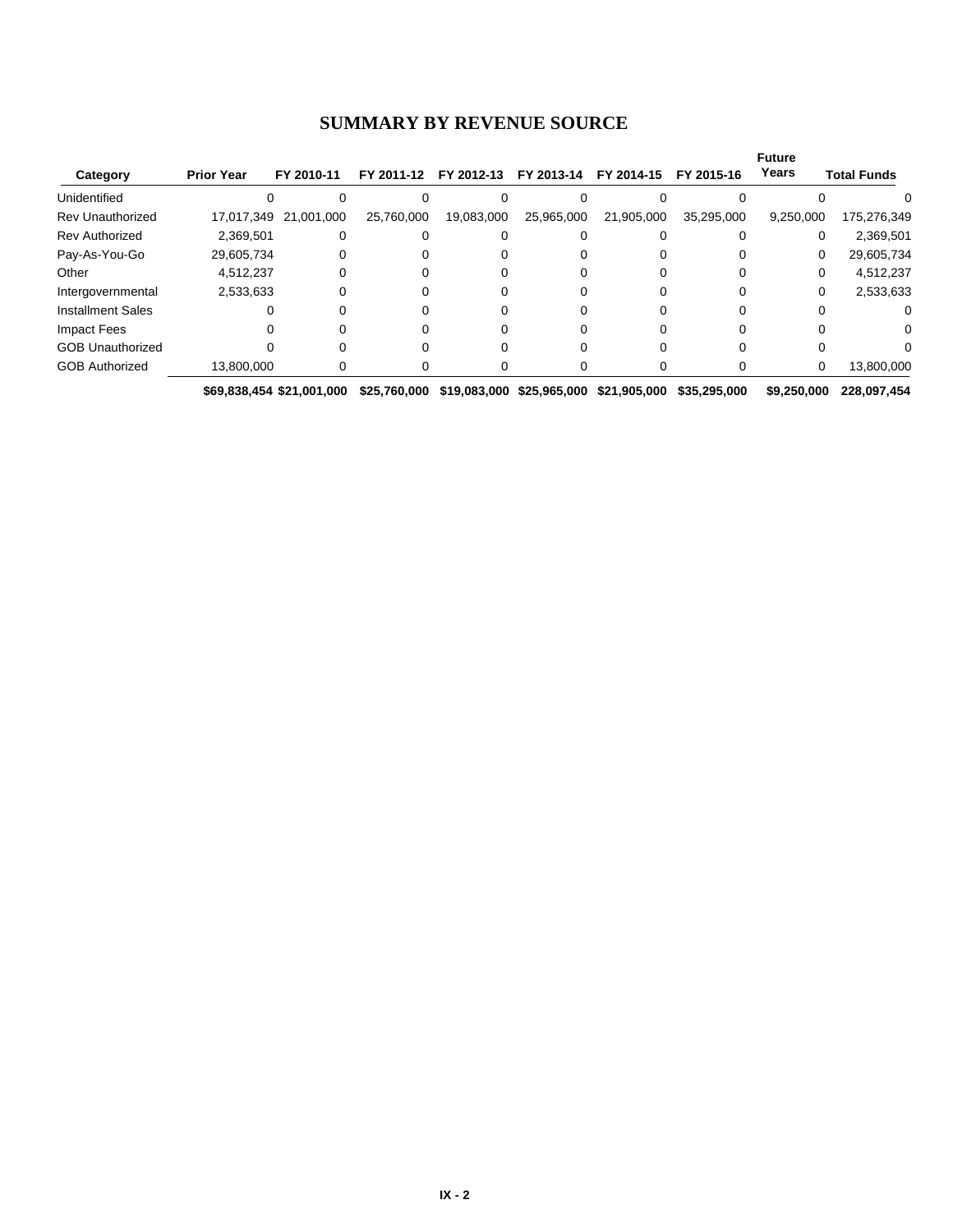# SUMMARY BY REVENUE SOURCE

| Category | Prior Year | FY 2010-11 | FY 2011-12 | FY 2012-13 | FY 2013-14 | FY 2014-15 | FY 2015-16 | Future Years | Total Funds |
|---|---|---|---|---|---|---|---|---|---|
| Unidentified | 0 | 0 | 0 | 0 | 0 | 0 | 0 | 0 | 0 |
| Rev Unauthorized | 17,017,349 | 21,001,000 | 25,760,000 | 19,083,000 | 25,965,000 | 21,905,000 | 35,295,000 | 9,250,000 | 175,276,349 |
| Rev Authorized | 2,369,501 | 0 | 0 | 0 | 0 | 0 | 0 | 0 | 2,369,501 |
| Pay-As-You-Go | 29,605,734 | 0 | 0 | 0 | 0 | 0 | 0 | 0 | 29,605,734 |
| Other | 4,512,237 | 0 | 0 | 0 | 0 | 0 | 0 | 0 | 4,512,237 |
| Intergovernmental | 2,533,633 | 0 | 0 | 0 | 0 | 0 | 0 | 0 | 2,533,633 |
| Installment Sales | 0 | 0 | 0 | 0 | 0 | 0 | 0 | 0 | 0 |
| Impact Fees | 0 | 0 | 0 | 0 | 0 | 0 | 0 | 0 | 0 |
| GOB Unauthorized | 0 | 0 | 0 | 0 | 0 | 0 | 0 | 0 | 0 |
| GOB Authorized | 13,800,000 | 0 | 0 | 0 | 0 | 0 | 0 | 0 | 13,800,000 |
| | **$69,838,454** | **$21,001,000** | **$25,760,000** | **$19,083,000** | **$25,965,000** | **$21,905,000** | **$35,295,000** | **$9,250,000** | **228,097,454** |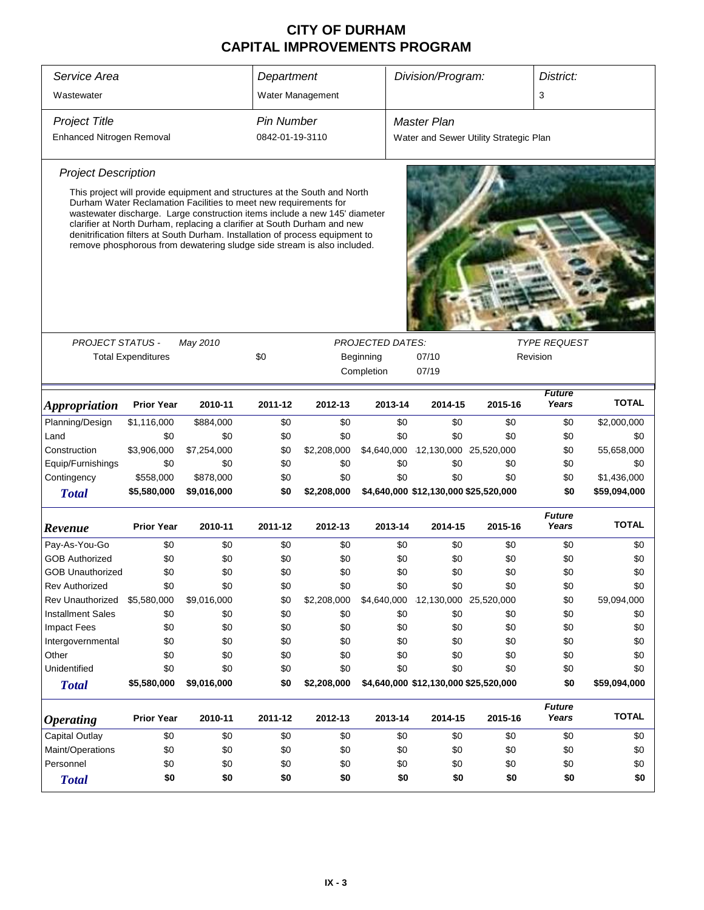# CITY OF DURHAM
# CAPITAL IMPROVEMENTS PROGRAM

| Service Area | Department | Division/Program: | District: |
|---|---|---|---|
| Wastewater | Water Management | | 3 |

| Project Title | Pin Number | Master Plan |
|---|---|---|
| Enhanced Nitrogen Removal | 0842-01-19-3110 | Water and Sewer Utility Strategic Plan |

*Project Description*

This project will provide equipment and structures at the South and North Durham Water Reclamation Facilities to meet new requirements for wastewater discharge. Large construction items include a new 145' diameter clarifier at North Durham, replacing a clarifier at South Durham and new denitrification filters at South Durham. Installation of process equipment to remove phosphorous from dewatering sludge side stream is also included.

*PROJECT STATUS -* May 2010

Total Expenditures: $0

*PROJECTED DATES:* Beginning 07/10, Completion 07/19

*TYPE REQUEST:* Revision

| *Appropriation* | Prior Year | 2010-11 | 2011-12 | 2012-13 | 2013-14 | 2014-15 | 2015-16 | Future Years | TOTAL |
|---|---|---|---|---|---|---|---|---|---|
| Planning/Design | $1,116,000 | $884,000 | $0 | $0 | $0 | $0 | $0 | $0 | $2,000,000 |
| Land | $0 | $0 | $0 | $0 | $0 | $0 | $0 | $0 | $0 |
| Construction | $3,906,000 | $7,254,000 | $0 | $2,208,000 | $4,640,000 | 12,130,000 | 25,520,000 | $0 | 55,658,000 |
| Equip/Furnishings | $0 | $0 | $0 | $0 | $0 | $0 | $0 | $0 | $0 |
| Contingency | $558,000 | $878,000 | $0 | $0 | $0 | $0 | $0 | $0 | $1,436,000 |
| **Total** | **$5,580,000** | **$9,016,000** | **$0** | **$2,208,000** | **$4,640,000** | **$12,130,000** | **$25,520,000** | **$0** | **$59,094,000** |

| *Revenue* | Prior Year | 2010-11 | 2011-12 | 2012-13 | 2013-14 | 2014-15 | 2015-16 | Future Years | TOTAL |
|---|---|---|---|---|---|---|---|---|---|
| Pay-As-You-Go | $0 | $0 | $0 | $0 | $0 | $0 | $0 | $0 | $0 |
| GOB Authorized | $0 | $0 | $0 | $0 | $0 | $0 | $0 | $0 | $0 |
| GOB Unauthorized | $0 | $0 | $0 | $0 | $0 | $0 | $0 | $0 | $0 |
| Rev Authorized | $0 | $0 | $0 | $0 | $0 | $0 | $0 | $0 | $0 |
| Rev Unauthorized | $5,580,000 | $9,016,000 | $0 | $2,208,000 | $4,640,000 | 12,130,000 | 25,520,000 | $0 | 59,094,000 |
| Installment Sales | $0 | $0 | $0 | $0 | $0 | $0 | $0 | $0 | $0 |
| Impact Fees | $0 | $0 | $0 | $0 | $0 | $0 | $0 | $0 | $0 |
| Intergovernmental | $0 | $0 | $0 | $0 | $0 | $0 | $0 | $0 | $0 |
| Other | $0 | $0 | $0 | $0 | $0 | $0 | $0 | $0 | $0 |
| Unidentified | $0 | $0 | $0 | $0 | $0 | $0 | $0 | $0 | $0 |
| **Total** | **$5,580,000** | **$9,016,000** | **$0** | **$2,208,000** | **$4,640,000** | **$12,130,000** | **$25,520,000** | **$0** | **$59,094,000** |

| *Operating* | Prior Year | 2010-11 | 2011-12 | 2012-13 | 2013-14 | 2014-15 | 2015-16 | Future Years | TOTAL |
|---|---|---|---|---|---|---|---|---|---|
| Capital Outlay | $0 | $0 | $0 | $0 | $0 | $0 | $0 | $0 | $0 |
| Maint/Operations | $0 | $0 | $0 | $0 | $0 | $0 | $0 | $0 | $0 |
| Personnel | $0 | $0 | $0 | $0 | $0 | $0 | $0 | $0 | $0 |
| **Total** | **$0** | **$0** | **$0** | **$0** | **$0** | **$0** | **$0** | **$0** | **$0** |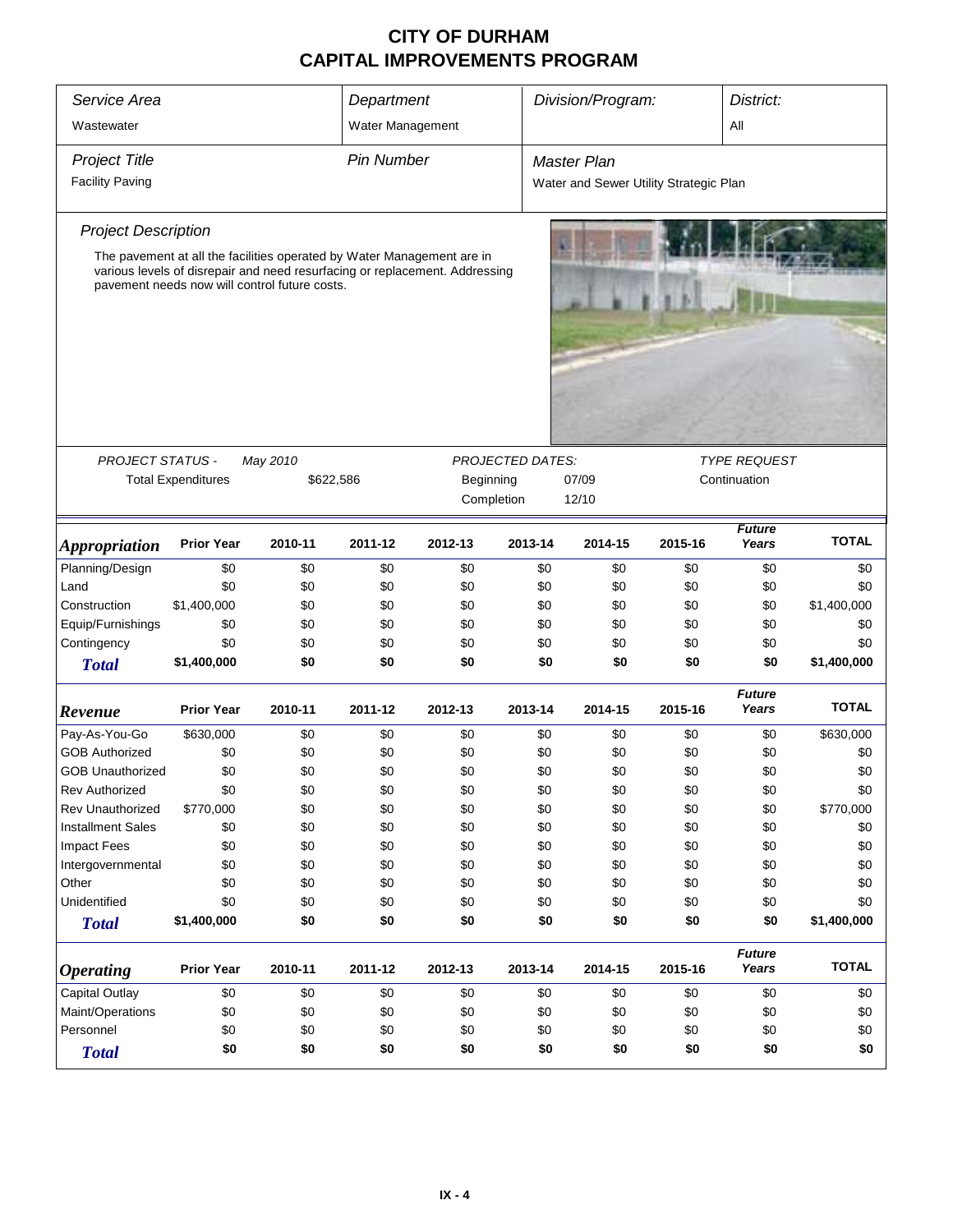# CITY OF DURHAM
# CAPITAL IMPROVEMENTS PROGRAM

| *Service Area* | *Department* | *Division/Program:* | *District:* |
|---|---|---|---|
| Wastewater | Water Management | | All |

| *Project Title* | *Pin Number* | *Master Plan* |
|---|---|---|
| Facility Paving | | Water and Sewer Utility Strategic Plan |

*Project Description*

The pavement at all the facilities operated by Water Management are in various levels of disrepair and need resurfacing or replacement. Addressing pavement needs now will control future costs.

| *PROJECT STATUS -* | *May 2010* | *PROJECTED DATES:* | | *TYPE REQUEST* |
|---|---|---|---|---|
| Total Expenditures | $622,586 | Beginning | 07/09 | Continuation |
| | | Completion | 12/10 | |

| *Appropriation* | Prior Year | 2010-11 | 2011-12 | 2012-13 | 2013-14 | 2014-15 | 2015-16 | *Future Years* | TOTAL |
|---|---|---|---|---|---|---|---|---|---|
| Planning/Design | $0 | $0 | $0 | $0 | $0 | $0 | $0 | $0 | $0 |
| Land | $0 | $0 | $0 | $0 | $0 | $0 | $0 | $0 | $0 |
| Construction | $1,400,000 | $0 | $0 | $0 | $0 | $0 | $0 | $0 | $1,400,000 |
| Equip/Furnishings | $0 | $0 | $0 | $0 | $0 | $0 | $0 | $0 | $0 |
| Contingency | $0 | $0 | $0 | $0 | $0 | $0 | $0 | $0 | $0 |
| ***Total*** | **$1,400,000** | **$0** | **$0** | **$0** | **$0** | **$0** | **$0** | **$0** | **$1,400,000** |

| *Revenue* | Prior Year | 2010-11 | 2011-12 | 2012-13 | 2013-14 | 2014-15 | 2015-16 | *Future Years* | TOTAL |
|---|---|---|---|---|---|---|---|---|---|
| Pay-As-You-Go | $630,000 | $0 | $0 | $0 | $0 | $0 | $0 | $0 | $630,000 |
| GOB Authorized | $0 | $0 | $0 | $0 | $0 | $0 | $0 | $0 | $0 |
| GOB Unauthorized | $0 | $0 | $0 | $0 | $0 | $0 | $0 | $0 | $0 |
| Rev Authorized | $0 | $0 | $0 | $0 | $0 | $0 | $0 | $0 | $0 |
| Rev Unauthorized | $770,000 | $0 | $0 | $0 | $0 | $0 | $0 | $0 | $770,000 |
| Installment Sales | $0 | $0 | $0 | $0 | $0 | $0 | $0 | $0 | $0 |
| Impact Fees | $0 | $0 | $0 | $0 | $0 | $0 | $0 | $0 | $0 |
| Intergovernmental | $0 | $0 | $0 | $0 | $0 | $0 | $0 | $0 | $0 |
| Other | $0 | $0 | $0 | $0 | $0 | $0 | $0 | $0 | $0 |
| Unidentified | $0 | $0 | $0 | $0 | $0 | $0 | $0 | $0 | $0 |
| ***Total*** | **$1,400,000** | **$0** | **$0** | **$0** | **$0** | **$0** | **$0** | **$0** | **$1,400,000** |

| *Operating* | Prior Year | 2010-11 | 2011-12 | 2012-13 | 2013-14 | 2014-15 | 2015-16 | *Future Years* | TOTAL |
|---|---|---|---|---|---|---|---|---|---|
| Capital Outlay | $0 | $0 | $0 | $0 | $0 | $0 | $0 | $0 | $0 |
| Maint/Operations | $0 | $0 | $0 | $0 | $0 | $0 | $0 | $0 | $0 |
| Personnel | $0 | $0 | $0 | $0 | $0 | $0 | $0 | $0 | $0 |
| ***Total*** | **$0** | **$0** | **$0** | **$0** | **$0** | **$0** | **$0** | **$0** | **$0** |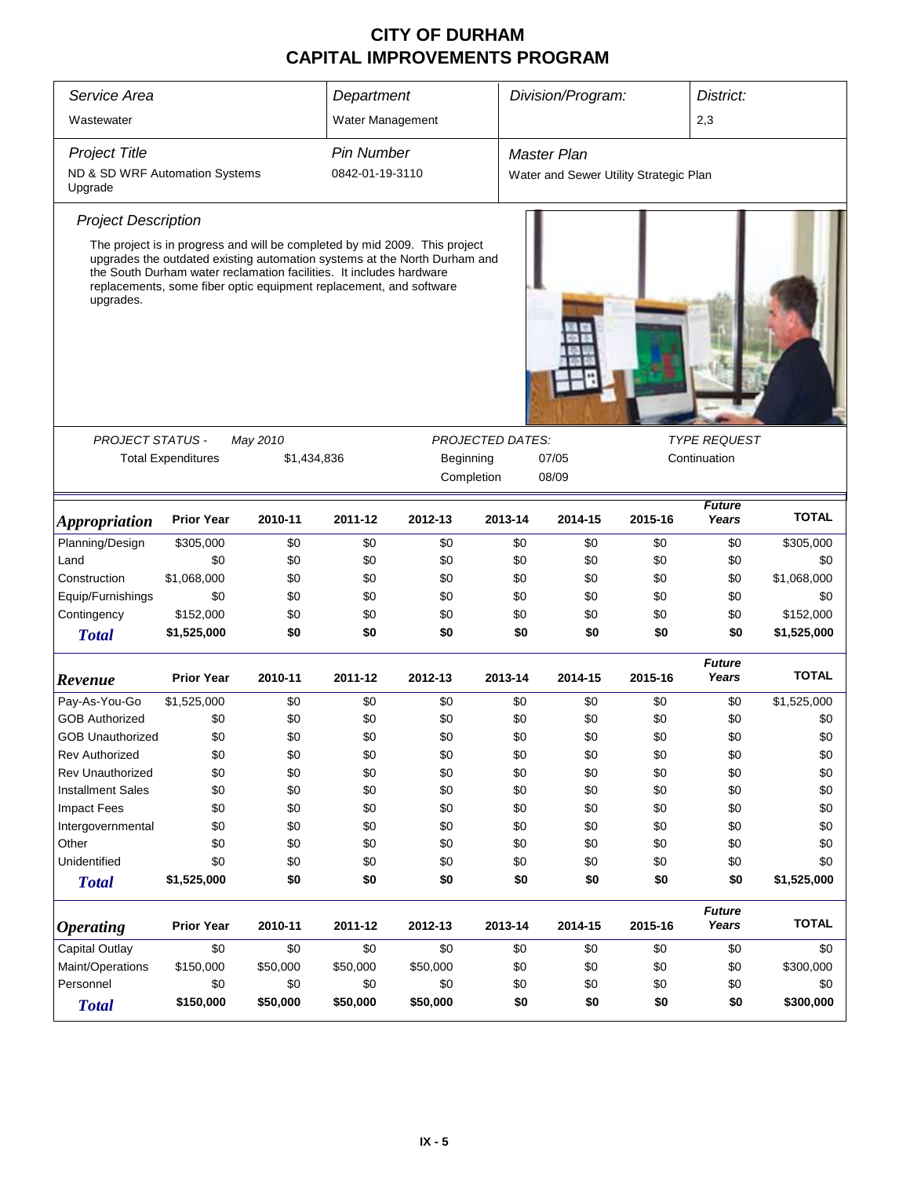# CITY OF DURHAM
# CAPITAL IMPROVEMENTS PROGRAM

| *Service Area* | *Department* | *Division/Program:* | *District:* |
|---|---|---|---|
| Wastewater | Water Management | | 2,3 |

| *Project Title* | *Pin Number* | *Master Plan* |
|---|---|---|
| ND & SD WRF Automation Systems Upgrade | 0842-01-19-3110 | Water and Sewer Utility Strategic Plan |

*Project Description*

The project is in progress and will be completed by mid 2009. This project upgrades the outdated existing automation systems at the North Durham and the South Durham water reclamation facilities. It includes hardware replacements, some fiber optic equipment replacement, and software upgrades.

*PROJECT STATUS -* *May 2010*

Total Expenditures $1,434,836

*PROJECTED DATES:*

Beginning 07/05

Completion 08/09

*TYPE REQUEST*

Continuation

| *Appropriation* | Prior Year | 2010-11 | 2011-12 | 2012-13 | 2013-14 | 2014-15 | 2015-16 | *Future Years* | TOTAL |
|---|---|---|---|---|---|---|---|---|---|
| Planning/Design | $305,000 | $0 | $0 | $0 | $0 | $0 | $0 | $0 | $305,000 |
| Land | $0 | $0 | $0 | $0 | $0 | $0 | $0 | $0 | $0 |
| Construction | $1,068,000 | $0 | $0 | $0 | $0 | $0 | $0 | $0 | $1,068,000 |
| Equip/Furnishings | $0 | $0 | $0 | $0 | $0 | $0 | $0 | $0 | $0 |
| Contingency | $152,000 | $0 | $0 | $0 | $0 | $0 | $0 | $0 | $152,000 |
| ***Total*** | **$1,525,000** | **$0** | **$0** | **$0** | **$0** | **$0** | **$0** | **$0** | **$1,525,000** |

| *Revenue* | Prior Year | 2010-11 | 2011-12 | 2012-13 | 2013-14 | 2014-15 | 2015-16 | *Future Years* | TOTAL |
|---|---|---|---|---|---|---|---|---|---|
| Pay-As-You-Go | $1,525,000 | $0 | $0 | $0 | $0 | $0 | $0 | $0 | $1,525,000 |
| GOB Authorized | $0 | $0 | $0 | $0 | $0 | $0 | $0 | $0 | $0 |
| GOB Unauthorized | $0 | $0 | $0 | $0 | $0 | $0 | $0 | $0 | $0 |
| Rev Authorized | $0 | $0 | $0 | $0 | $0 | $0 | $0 | $0 | $0 |
| Rev Unauthorized | $0 | $0 | $0 | $0 | $0 | $0 | $0 | $0 | $0 |
| Installment Sales | $0 | $0 | $0 | $0 | $0 | $0 | $0 | $0 | $0 |
| Impact Fees | $0 | $0 | $0 | $0 | $0 | $0 | $0 | $0 | $0 |
| Intergovernmental | $0 | $0 | $0 | $0 | $0 | $0 | $0 | $0 | $0 |
| Other | $0 | $0 | $0 | $0 | $0 | $0 | $0 | $0 | $0 |
| Unidentified | $0 | $0 | $0 | $0 | $0 | $0 | $0 | $0 | $0 |
| ***Total*** | **$1,525,000** | **$0** | **$0** | **$0** | **$0** | **$0** | **$0** | **$0** | **$1,525,000** |

| *Operating* | Prior Year | 2010-11 | 2011-12 | 2012-13 | 2013-14 | 2014-15 | 2015-16 | *Future Years* | TOTAL |
|---|---|---|---|---|---|---|---|---|---|
| Capital Outlay | $0 | $0 | $0 | $0 | $0 | $0 | $0 | $0 | $0 |
| Maint/Operations | $150,000 | $50,000 | $50,000 | $50,000 | $0 | $0 | $0 | $0 | $300,000 |
| Personnel | $0 | $0 | $0 | $0 | $0 | $0 | $0 | $0 | $0 |
| ***Total*** | **$150,000** | **$50,000** | **$50,000** | **$50,000** | **$0** | **$0** | **$0** | **$0** | **$300,000** |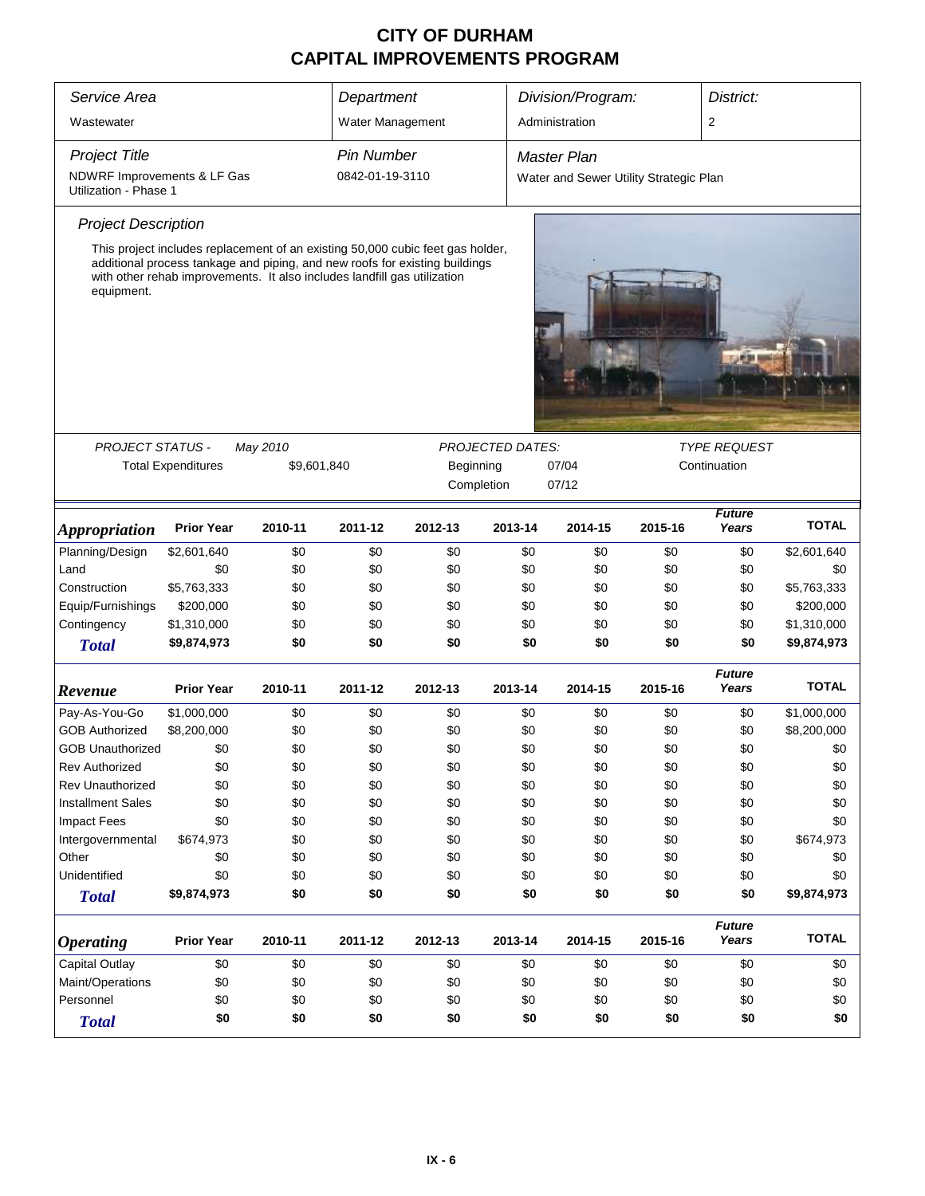# CITY OF DURHAM
## CAPITAL IMPROVEMENTS PROGRAM

| *Service Area* | *Department* | *Division/Program:* | *District:* |
|---|---|---|---|
| Wastewater | Water Management | Administration | 2 |

| *Project Title* | *Pin Number* | *Master Plan* |
|---|---|---|
| NDWRF Improvements & LF Gas Utilization - Phase 1 | 0842-01-19-3110 | Water and Sewer Utility Strategic Plan |

### *Project Description*

This project includes replacement of an existing 50,000 cubic feet gas holder, additional process tankage and piping, and new roofs for existing buildings with other rehab improvements. It also includes landfill gas utilization equipment.

| *PROJECT STATUS -* | *May 2010* | *PROJECTED DATES:* | | *TYPE REQUEST* |
|---|---|---|---|---|
| Total Expenditures | $9,601,840 | Beginning | 07/04 | Continuation |
| | | Completion | 07/12 | |

| *Appropriation* | Prior Year | 2010-11 | 2011-12 | 2012-13 | 2013-14 | 2014-15 | 2015-16 | *Future Years* | TOTAL |
|---|---|---|---|---|---|---|---|---|---|
| Planning/Design | $2,601,640 | $0 | $0 | $0 | $0 | $0 | $0 | $0 | $2,601,640 |
| Land | $0 | $0 | $0 | $0 | $0 | $0 | $0 | $0 | $0 |
| Construction | $5,763,333 | $0 | $0 | $0 | $0 | $0 | $0 | $0 | $5,763,333 |
| Equip/Furnishings | $200,000 | $0 | $0 | $0 | $0 | $0 | $0 | $0 | $200,000 |
| Contingency | $1,310,000 | $0 | $0 | $0 | $0 | $0 | $0 | $0 | $1,310,000 |
| ***Total*** | **$9,874,973** | **$0** | **$0** | **$0** | **$0** | **$0** | **$0** | **$0** | **$9,874,973** |

| *Revenue* | Prior Year | 2010-11 | 2011-12 | 2012-13 | 2013-14 | 2014-15 | 2015-16 | *Future Years* | TOTAL |
|---|---|---|---|---|---|---|---|---|---|
| Pay-As-You-Go | $1,000,000 | $0 | $0 | $0 | $0 | $0 | $0 | $0 | $1,000,000 |
| GOB Authorized | $8,200,000 | $0 | $0 | $0 | $0 | $0 | $0 | $0 | $8,200,000 |
| GOB Unauthorized | $0 | $0 | $0 | $0 | $0 | $0 | $0 | $0 | $0 |
| Rev Authorized | $0 | $0 | $0 | $0 | $0 | $0 | $0 | $0 | $0 |
| Rev Unauthorized | $0 | $0 | $0 | $0 | $0 | $0 | $0 | $0 | $0 |
| Installment Sales | $0 | $0 | $0 | $0 | $0 | $0 | $0 | $0 | $0 |
| Impact Fees | $0 | $0 | $0 | $0 | $0 | $0 | $0 | $0 | $0 |
| Intergovernmental | $674,973 | $0 | $0 | $0 | $0 | $0 | $0 | $0 | $674,973 |
| Other | $0 | $0 | $0 | $0 | $0 | $0 | $0 | $0 | $0 |
| Unidentified | $0 | $0 | $0 | $0 | $0 | $0 | $0 | $0 | $0 |
| ***Total*** | **$9,874,973** | **$0** | **$0** | **$0** | **$0** | **$0** | **$0** | **$0** | **$9,874,973** |

| *Operating* | Prior Year | 2010-11 | 2011-12 | 2012-13 | 2013-14 | 2014-15 | 2015-16 | *Future Years* | TOTAL |
|---|---|---|---|---|---|---|---|---|---|
| Capital Outlay | $0 | $0 | $0 | $0 | $0 | $0 | $0 | $0 | $0 |
| Maint/Operations | $0 | $0 | $0 | $0 | $0 | $0 | $0 | $0 | $0 |
| Personnel | $0 | $0 | $0 | $0 | $0 | $0 | $0 | $0 | $0 |
| ***Total*** | **$0** | **$0** | **$0** | **$0** | **$0** | **$0** | **$0** | **$0** | **$0** |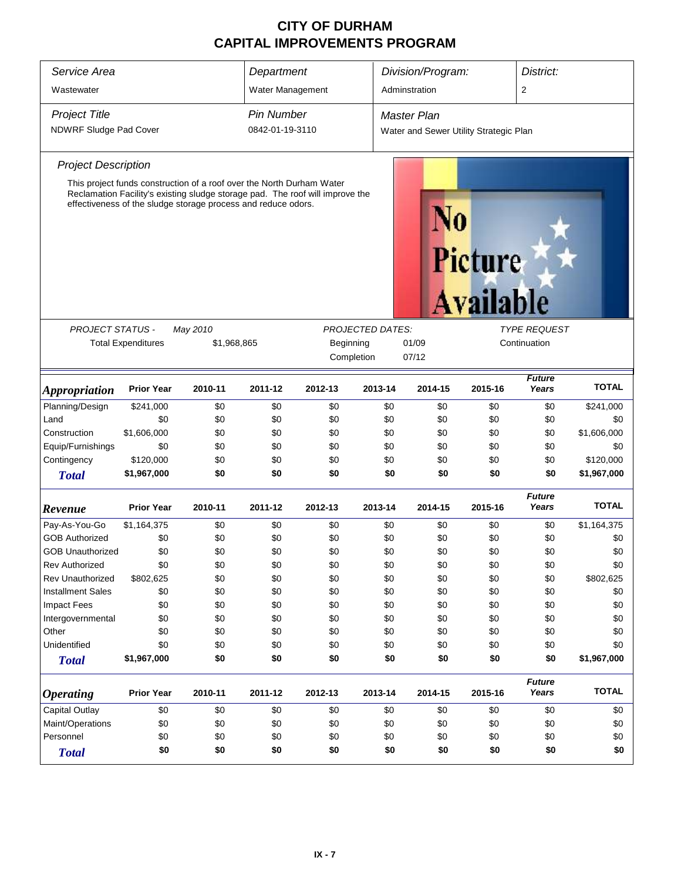# CITY OF DURHAM
## CAPITAL IMPROVEMENTS PROGRAM

| *Service Area* | *Department* | *Division/Program:* | *District:* |
|---|---|---|---|
| Wastewater | Water Management | Adminstration | 2 |

| *Project Title* | *Pin Number* | *Master Plan* |
|---|---|---|
| NDWRF Sludge Pad Cover | 0842-01-19-3110 | Water and Sewer Utility Strategic Plan |

### *Project Description*

This project funds construction of a roof over the North Durham Water Reclamation Facility's existing sludge storage pad. The roof will improve the effectiveness of the sludge storage process and reduce odors.

No Picture Available

| *PROJECT STATUS -* | *May 2010* | *PROJECTED DATES:* | | *TYPE REQUEST* |
|---|---|---|---|---|
| Total Expenditures | $1,968,865 | Beginning | 01/09 | Continuation |
| | | Completion | 07/12 | |

| ***Appropriation*** | **Prior Year** | **2010-11** | **2011-12** | **2012-13** | **2013-14** | **2014-15** | **2015-16** | ***Future Years*** | **TOTAL** |
|---|---|---|---|---|---|---|---|---|---|
| Planning/Design | $241,000 | $0 | $0 | $0 | $0 | $0 | $0 | $0 | $241,000 |
| Land | $0 | $0 | $0 | $0 | $0 | $0 | $0 | $0 | $0 |
| Construction | $1,606,000 | $0 | $0 | $0 | $0 | $0 | $0 | $0 | $1,606,000 |
| Equip/Furnishings | $0 | $0 | $0 | $0 | $0 | $0 | $0 | $0 | $0 |
| Contingency | $120,000 | $0 | $0 | $0 | $0 | $0 | $0 | $0 | $120,000 |
| ***Total*** | **$1,967,000** | **$0** | **$0** | **$0** | **$0** | **$0** | **$0** | **$0** | **$1,967,000** |

| ***Revenue*** | **Prior Year** | **2010-11** | **2011-12** | **2012-13** | **2013-14** | **2014-15** | **2015-16** | ***Future Years*** | **TOTAL** |
|---|---|---|---|---|---|---|---|---|---|
| Pay-As-You-Go | $1,164,375 | $0 | $0 | $0 | $0 | $0 | $0 | $0 | $1,164,375 |
| GOB Authorized | $0 | $0 | $0 | $0 | $0 | $0 | $0 | $0 | $0 |
| GOB Unauthorized | $0 | $0 | $0 | $0 | $0 | $0 | $0 | $0 | $0 |
| Rev Authorized | $0 | $0 | $0 | $0 | $0 | $0 | $0 | $0 | $0 |
| Rev Unauthorized | $802,625 | $0 | $0 | $0 | $0 | $0 | $0 | $0 | $802,625 |
| Installment Sales | $0 | $0 | $0 | $0 | $0 | $0 | $0 | $0 | $0 |
| Impact Fees | $0 | $0 | $0 | $0 | $0 | $0 | $0 | $0 | $0 |
| Intergovernmental | $0 | $0 | $0 | $0 | $0 | $0 | $0 | $0 | $0 |
| Other | $0 | $0 | $0 | $0 | $0 | $0 | $0 | $0 | $0 |
| Unidentified | $0 | $0 | $0 | $0 | $0 | $0 | $0 | $0 | $0 |
| ***Total*** | **$1,967,000** | **$0** | **$0** | **$0** | **$0** | **$0** | **$0** | **$0** | **$1,967,000** |

| ***Operating*** | **Prior Year** | **2010-11** | **2011-12** | **2012-13** | **2013-14** | **2014-15** | **2015-16** | ***Future Years*** | **TOTAL** |
|---|---|---|---|---|---|---|---|---|---|
| Capital Outlay | $0 | $0 | $0 | $0 | $0 | $0 | $0 | $0 | $0 |
| Maint/Operations | $0 | $0 | $0 | $0 | $0 | $0 | $0 | $0 | $0 |
| Personnel | $0 | $0 | $0 | $0 | $0 | $0 | $0 | $0 | $0 |
| ***Total*** | **$0** | **$0** | **$0** | **$0** | **$0** | **$0** | **$0** | **$0** | **$0** |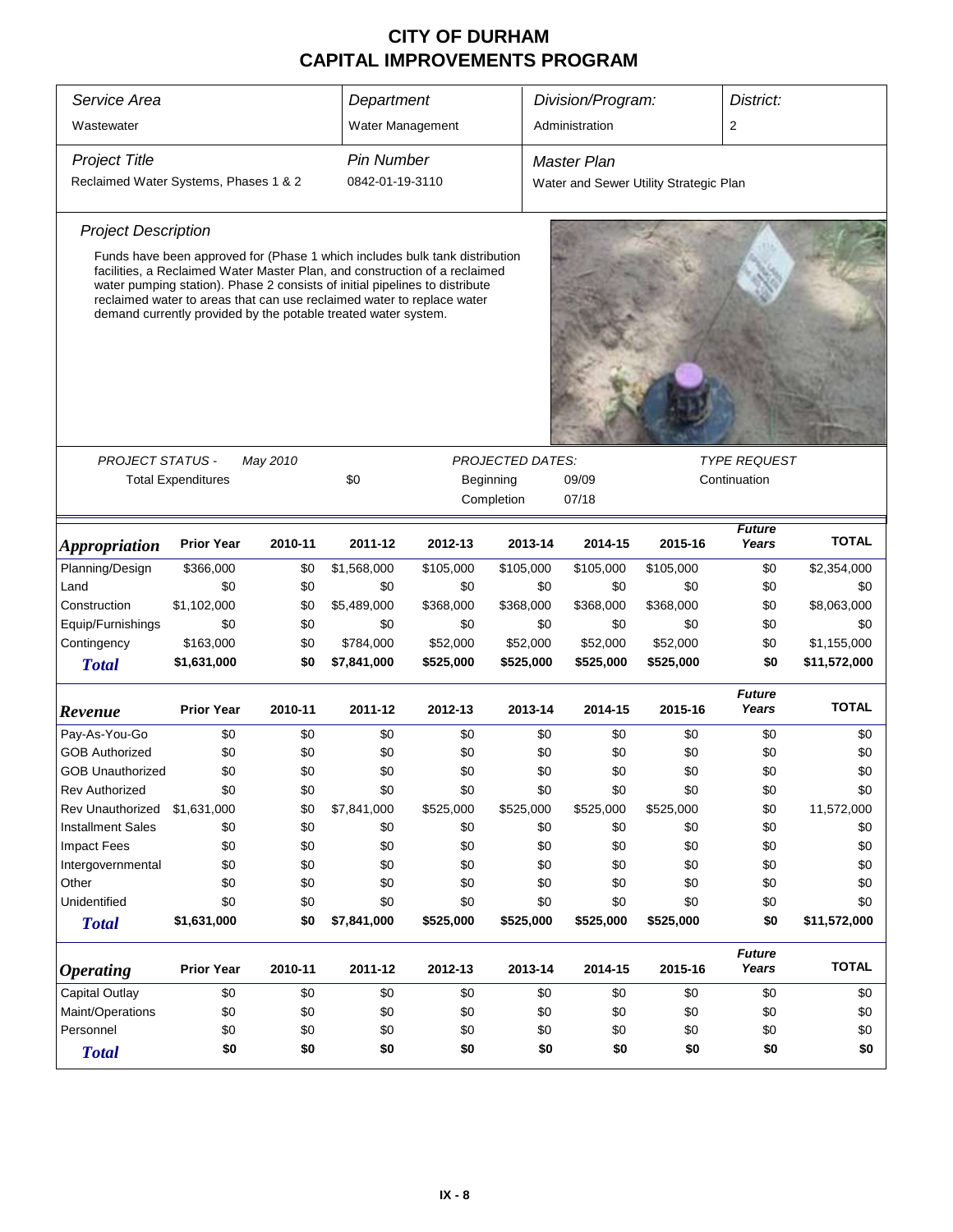# CITY OF DURHAM
# CAPITAL IMPROVEMENTS PROGRAM

| *Service Area* | *Department* | *Division/Program:* | *District:* |
|---|---|---|---|
| Wastewater | Water Management | Administration | 2 |

| *Project Title* | *Pin Number* | *Master Plan* |
|---|---|---|
| Reclaimed Water Systems, Phases 1 & 2 | 0842-01-19-3110 | Water and Sewer Utility Strategic Plan |

*Project Description*

Funds have been approved for (Phase 1 which includes bulk tank distribution facilities, a Reclaimed Water Master Plan, and construction of a reclaimed water pumping station). Phase 2 consists of initial pipelines to distribute reclaimed water to areas that can use reclaimed water to replace water demand currently provided by the potable treated water system.

| *PROJECT STATUS -* | *May 2010* | *PROJECTED DATES:* | | *TYPE REQUEST* |
|---|---|---|---|---|
| Total Expenditures | $0 | Beginning | 09/09 | Continuation |
| | | Completion | 07/18 | |

| *Appropriation* | Prior Year | 2010-11 | 2011-12 | 2012-13 | 2013-14 | 2014-15 | 2015-16 | *Future Years* | TOTAL |
|---|---|---|---|---|---|---|---|---|---|
| Planning/Design | $366,000 | $0 | $1,568,000 | $105,000 | $105,000 | $105,000 | $105,000 | $0 | $2,354,000 |
| Land | $0 | $0 | $0 | $0 | $0 | $0 | $0 | $0 | $0 |
| Construction | $1,102,000 | $0 | $5,489,000 | $368,000 | $368,000 | $368,000 | $368,000 | $0 | $8,063,000 |
| Equip/Furnishings | $0 | $0 | $0 | $0 | $0 | $0 | $0 | $0 | $0 |
| Contingency | $163,000 | $0 | $784,000 | $52,000 | $52,000 | $52,000 | $52,000 | $0 | $1,155,000 |
| ***Total*** | **$1,631,000** | **$0** | **$7,841,000** | **$525,000** | **$525,000** | **$525,000** | **$525,000** | **$0** | **$11,572,000** |

| *Revenue* | Prior Year | 2010-11 | 2011-12 | 2012-13 | 2013-14 | 2014-15 | 2015-16 | *Future Years* | TOTAL |
|---|---|---|---|---|---|---|---|---|---|
| Pay-As-You-Go | $0 | $0 | $0 | $0 | $0 | $0 | $0 | $0 | $0 |
| GOB Authorized | $0 | $0 | $0 | $0 | $0 | $0 | $0 | $0 | $0 |
| GOB Unauthorized | $0 | $0 | $0 | $0 | $0 | $0 | $0 | $0 | $0 |
| Rev Authorized | $0 | $0 | $0 | $0 | $0 | $0 | $0 | $0 | $0 |
| Rev Unauthorized | $1,631,000 | $0 | $7,841,000 | $525,000 | $525,000 | $525,000 | $525,000 | $0 | 11,572,000 |
| Installment Sales | $0 | $0 | $0 | $0 | $0 | $0 | $0 | $0 | $0 |
| Impact Fees | $0 | $0 | $0 | $0 | $0 | $0 | $0 | $0 | $0 |
| Intergovernmental | $0 | $0 | $0 | $0 | $0 | $0 | $0 | $0 | $0 |
| Other | $0 | $0 | $0 | $0 | $0 | $0 | $0 | $0 | $0 |
| Unidentified | $0 | $0 | $0 | $0 | $0 | $0 | $0 | $0 | $0 |
| ***Total*** | **$1,631,000** | **$0** | **$7,841,000** | **$525,000** | **$525,000** | **$525,000** | **$525,000** | **$0** | **$11,572,000** |

| *Operating* | Prior Year | 2010-11 | 2011-12 | 2012-13 | 2013-14 | 2014-15 | 2015-16 | *Future Years* | TOTAL |
|---|---|---|---|---|---|---|---|---|---|
| Capital Outlay | $0 | $0 | $0 | $0 | $0 | $0 | $0 | $0 | $0 |
| Maint/Operations | $0 | $0 | $0 | $0 | $0 | $0 | $0 | $0 | $0 |
| Personnel | $0 | $0 | $0 | $0 | $0 | $0 | $0 | $0 | $0 |
| ***Total*** | **$0** | **$0** | **$0** | **$0** | **$0** | **$0** | **$0** | **$0** | **$0** |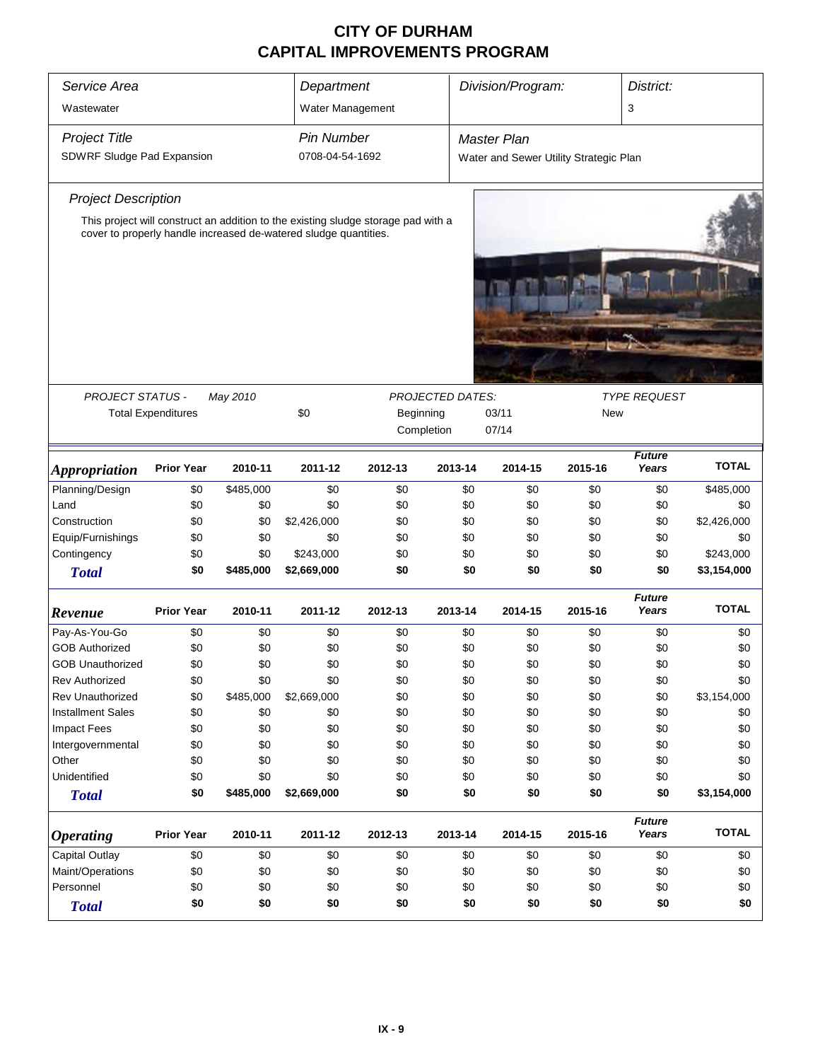# CITY OF DURHAM
# CAPITAL IMPROVEMENTS PROGRAM

| *Service Area* | *Department* | *Division/Program:* | *District:* |
|---|---|---|---|
| Wastewater | Water Management | | 3 |

| *Project Title* | *Pin Number* | *Master Plan* |
|---|---|---|
| SDWRF Sludge Pad Expansion | 0708-04-54-1692 | Water and Sewer Utility Strategic Plan |

### *Project Description*

This project will construct an addition to the existing sludge storage pad with a cover to properly handle increased de-watered sludge quantities.

| *PROJECT STATUS -* | *May 2010* | *PROJECTED DATES:* | | *TYPE REQUEST* |
|---|---|---|---|---|
| Total Expenditures | $0 | Beginning | 03/11 | New |
| | | Completion | 07/14 | |

| *Appropriation* | Prior Year | 2010-11 | 2011-12 | 2012-13 | 2013-14 | 2014-15 | 2015-16 | *Future Years* | TOTAL |
|---|---|---|---|---|---|---|---|---|---|
| Planning/Design | $0 | $485,000 | $0 | $0 | $0 | $0 | $0 | $0 | $485,000 |
| Land | $0 | $0 | $0 | $0 | $0 | $0 | $0 | $0 | $0 |
| Construction | $0 | $0 | $2,426,000 | $0 | $0 | $0 | $0 | $0 | $2,426,000 |
| Equip/Furnishings | $0 | $0 | $0 | $0 | $0 | $0 | $0 | $0 | $0 |
| Contingency | $0 | $0 | $243,000 | $0 | $0 | $0 | $0 | $0 | $243,000 |
| **Total** | **$0** | **$485,000** | **$2,669,000** | **$0** | **$0** | **$0** | **$0** | **$0** | **$3,154,000** |

| *Revenue* | Prior Year | 2010-11 | 2011-12 | 2012-13 | 2013-14 | 2014-15 | 2015-16 | *Future Years* | TOTAL |
|---|---|---|---|---|---|---|---|---|---|
| Pay-As-You-Go | $0 | $0 | $0 | $0 | $0 | $0 | $0 | $0 | $0 |
| GOB Authorized | $0 | $0 | $0 | $0 | $0 | $0 | $0 | $0 | $0 |
| GOB Unauthorized | $0 | $0 | $0 | $0 | $0 | $0 | $0 | $0 | $0 |
| Rev Authorized | $0 | $0 | $0 | $0 | $0 | $0 | $0 | $0 | $0 |
| Rev Unauthorized | $0 | $485,000 | $2,669,000 | $0 | $0 | $0 | $0 | $0 | $3,154,000 |
| Installment Sales | $0 | $0 | $0 | $0 | $0 | $0 | $0 | $0 | $0 |
| Impact Fees | $0 | $0 | $0 | $0 | $0 | $0 | $0 | $0 | $0 |
| Intergovernmental | $0 | $0 | $0 | $0 | $0 | $0 | $0 | $0 | $0 |
| Other | $0 | $0 | $0 | $0 | $0 | $0 | $0 | $0 | $0 |
| Unidentified | $0 | $0 | $0 | $0 | $0 | $0 | $0 | $0 | $0 |
| **Total** | **$0** | **$485,000** | **$2,669,000** | **$0** | **$0** | **$0** | **$0** | **$0** | **$3,154,000** |

| *Operating* | Prior Year | 2010-11 | 2011-12 | 2012-13 | 2013-14 | 2014-15 | 2015-16 | *Future Years* | TOTAL |
|---|---|---|---|---|---|---|---|---|---|
| Capital Outlay | $0 | $0 | $0 | $0 | $0 | $0 | $0 | $0 | $0 |
| Maint/Operations | $0 | $0 | $0 | $0 | $0 | $0 | $0 | $0 | $0 |
| Personnel | $0 | $0 | $0 | $0 | $0 | $0 | $0 | $0 | $0 |
| **Total** | **$0** | **$0** | **$0** | **$0** | **$0** | **$0** | **$0** | **$0** | **$0** |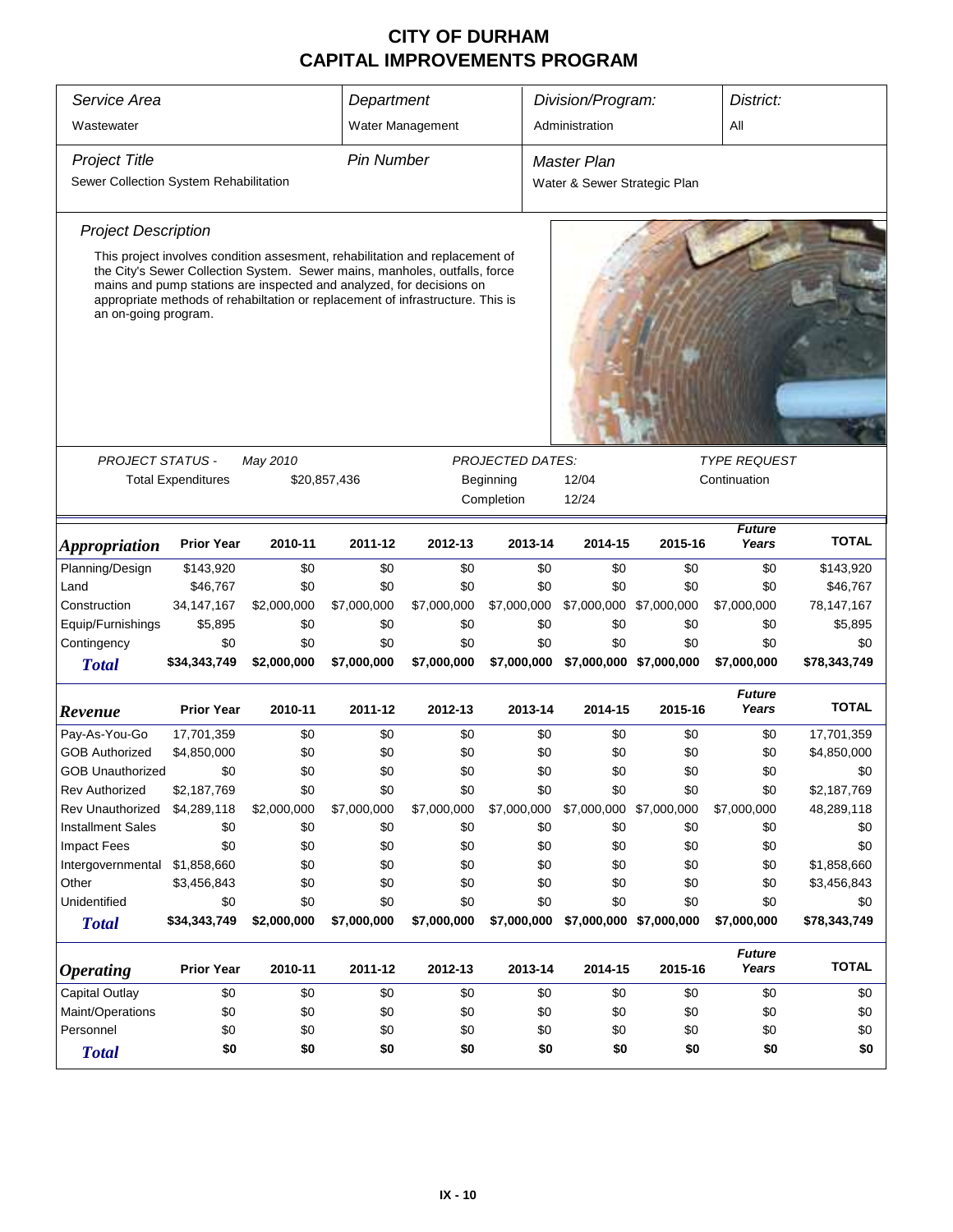# CITY OF DURHAM
# CAPITAL IMPROVEMENTS PROGRAM

| *Service Area* | *Department* | *Division/Program:* | *District:* |
|---|---|---|---|
| Wastewater | Water Management | Administration | All |

| *Project Title* | *Pin Number* | *Master Plan* |
|---|---|---|
| Sewer Collection System Rehabilitation | | Water & Sewer Strategic Plan |

*Project Description*

This project involves condition assesment, rehabilitation and replacement of the City's Sewer Collection System. Sewer mains, manholes, outfalls, force mains and pump stations are inspected and analyzed, for decisions on appropriate methods of rehabiltation or replacement of infrastructure. This is an on-going program.

| *PROJECT STATUS -* | *May 2010* | *PROJECTED DATES:* | | *TYPE REQUEST* |
|---|---|---|---|---|
| Total Expenditures | $20,857,436 | Beginning | 12/04 | Continuation |
| | | Completion | 12/24 | |

| ***Appropriation*** | **Prior Year** | **2010-11** | **2011-12** | **2012-13** | **2013-14** | **2014-15** | **2015-16** | ***Future Years*** | **TOTAL** |
|---|---|---|---|---|---|---|---|---|---|
| Planning/Design | $143,920 | $0 | $0 | $0 | $0 | $0 | $0 | $0 | $143,920 |
| Land | $46,767 | $0 | $0 | $0 | $0 | $0 | $0 | $0 | $46,767 |
| Construction | 34,147,167 | $2,000,000 | $7,000,000 | $7,000,000 | $7,000,000 | $7,000,000 | $7,000,000 | $7,000,000 | 78,147,167 |
| Equip/Furnishings | $5,895 | $0 | $0 | $0 | $0 | $0 | $0 | $0 | $5,895 |
| Contingency | $0 | $0 | $0 | $0 | $0 | $0 | $0 | $0 | $0 |
| ***Total*** | **$34,343,749** | **$2,000,000** | **$7,000,000** | **$7,000,000** | **$7,000,000** | **$7,000,000** | **$7,000,000** | **$7,000,000** | **$78,343,749** |

| ***Revenue*** | **Prior Year** | **2010-11** | **2011-12** | **2012-13** | **2013-14** | **2014-15** | **2015-16** | ***Future Years*** | **TOTAL** |
|---|---|---|---|---|---|---|---|---|---|
| Pay-As-You-Go | 17,701,359 | $0 | $0 | $0 | $0 | $0 | $0 | $0 | 17,701,359 |
| GOB Authorized | $4,850,000 | $0 | $0 | $0 | $0 | $0 | $0 | $0 | $4,850,000 |
| GOB Unauthorized | $0 | $0 | $0 | $0 | $0 | $0 | $0 | $0 | $0 |
| Rev Authorized | $2,187,769 | $0 | $0 | $0 | $0 | $0 | $0 | $0 | $2,187,769 |
| Rev Unauthorized | $4,289,118 | $2,000,000 | $7,000,000 | $7,000,000 | $7,000,000 | $7,000,000 | $7,000,000 | $7,000,000 | 48,289,118 |
| Installment Sales | $0 | $0 | $0 | $0 | $0 | $0 | $0 | $0 | $0 |
| Impact Fees | $0 | $0 | $0 | $0 | $0 | $0 | $0 | $0 | $0 |
| Intergovernmental | $1,858,660 | $0 | $0 | $0 | $0 | $0 | $0 | $0 | $1,858,660 |
| Other | $3,456,843 | $0 | $0 | $0 | $0 | $0 | $0 | $0 | $3,456,843 |
| Unidentified | $0 | $0 | $0 | $0 | $0 | $0 | $0 | $0 | $0 |
| ***Total*** | **$34,343,749** | **$2,000,000** | **$7,000,000** | **$7,000,000** | **$7,000,000** | **$7,000,000** | **$7,000,000** | **$7,000,000** | **$78,343,749** |

| ***Operating*** | **Prior Year** | **2010-11** | **2011-12** | **2012-13** | **2013-14** | **2014-15** | **2015-16** | ***Future Years*** | **TOTAL** |
|---|---|---|---|---|---|---|---|---|---|
| Capital Outlay | $0 | $0 | $0 | $0 | $0 | $0 | $0 | $0 | $0 |
| Maint/Operations | $0 | $0 | $0 | $0 | $0 | $0 | $0 | $0 | $0 |
| Personnel | $0 | $0 | $0 | $0 | $0 | $0 | $0 | $0 | $0 |
| ***Total*** | **$0** | **$0** | **$0** | **$0** | **$0** | **$0** | **$0** | **$0** | **$0** |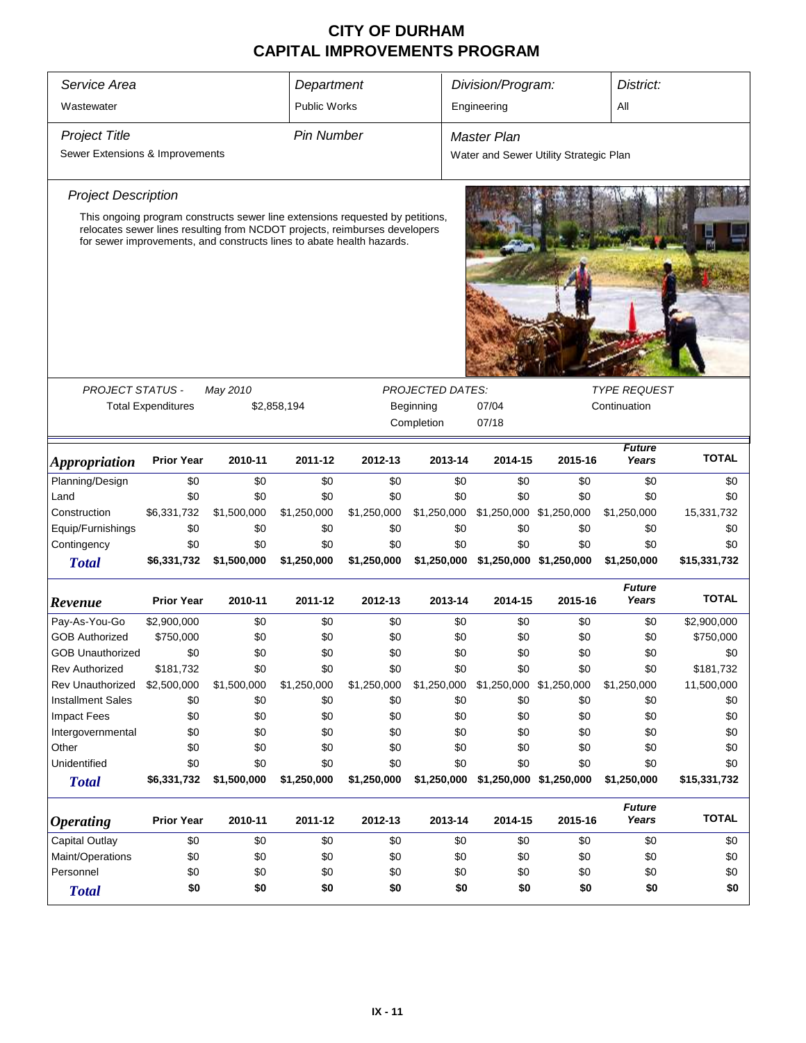# CITY OF DURHAM
## CAPITAL IMPROVEMENTS PROGRAM

| *Service Area* | *Department* | *Division/Program:* | *District:* |
|---|---|---|---|
| Wastewater | Public Works | Engineering | All |

| *Project Title* | *Pin Number* | *Master Plan* |
|---|---|---|
| Sewer Extensions & Improvements | | Water and Sewer Utility Strategic Plan |

*Project Description*

This ongoing program constructs sewer line extensions requested by petitions, relocates sewer lines resulting from NCDOT projects, reimburses developers for sewer improvements, and constructs lines to abate health hazards.

| *PROJECT STATUS -* | *May 2010* | *PROJECTED DATES:* | | *TYPE REQUEST* |
|---|---|---|---|---|
| Total Expenditures | $2,858,194 | Beginning | 07/04 | Continuation |
| | | Completion | 07/18 | |

| *Appropriation* | Prior Year | 2010-11 | 2011-12 | 2012-13 | 2013-14 | 2014-15 | 2015-16 | *Future Years* | TOTAL |
|---|---|---|---|---|---|---|---|---|---|
| Planning/Design | $0 | $0 | $0 | $0 | $0 | $0 | $0 | $0 | $0 |
| Land | $0 | $0 | $0 | $0 | $0 | $0 | $0 | $0 | $0 |
| Construction | $6,331,732 | $1,500,000 | $1,250,000 | $1,250,000 | $1,250,000 | $1,250,000 | $1,250,000 | $1,250,000 | 15,331,732 |
| Equip/Furnishings | $0 | $0 | $0 | $0 | $0 | $0 | $0 | $0 | $0 |
| Contingency | $0 | $0 | $0 | $0 | $0 | $0 | $0 | $0 | $0 |
| ***Total*** | **$6,331,732** | **$1,500,000** | **$1,250,000** | **$1,250,000** | **$1,250,000** | **$1,250,000** | **$1,250,000** | **$1,250,000** | **$15,331,732** |

| *Revenue* | Prior Year | 2010-11 | 2011-12 | 2012-13 | 2013-14 | 2014-15 | 2015-16 | *Future Years* | TOTAL |
|---|---|---|---|---|---|---|---|---|---|
| Pay-As-You-Go | $2,900,000 | $0 | $0 | $0 | $0 | $0 | $0 | $0 | $2,900,000 |
| GOB Authorized | $750,000 | $0 | $0 | $0 | $0 | $0 | $0 | $0 | $750,000 |
| GOB Unauthorized | $0 | $0 | $0 | $0 | $0 | $0 | $0 | $0 | $0 |
| Rev Authorized | $181,732 | $0 | $0 | $0 | $0 | $0 | $0 | $0 | $181,732 |
| Rev Unauthorized | $2,500,000 | $1,500,000 | $1,250,000 | $1,250,000 | $1,250,000 | $1,250,000 | $1,250,000 | $1,250,000 | 11,500,000 |
| Installment Sales | $0 | $0 | $0 | $0 | $0 | $0 | $0 | $0 | $0 |
| Impact Fees | $0 | $0 | $0 | $0 | $0 | $0 | $0 | $0 | $0 |
| Intergovernmental | $0 | $0 | $0 | $0 | $0 | $0 | $0 | $0 | $0 |
| Other | $0 | $0 | $0 | $0 | $0 | $0 | $0 | $0 | $0 |
| Unidentified | $0 | $0 | $0 | $0 | $0 | $0 | $0 | $0 | $0 |
| ***Total*** | **$6,331,732** | **$1,500,000** | **$1,250,000** | **$1,250,000** | **$1,250,000** | **$1,250,000** | **$1,250,000** | **$1,250,000** | **$15,331,732** |

| *Operating* | Prior Year | 2010-11 | 2011-12 | 2012-13 | 2013-14 | 2014-15 | 2015-16 | *Future Years* | TOTAL |
|---|---|---|---|---|---|---|---|---|---|
| Capital Outlay | $0 | $0 | $0 | $0 | $0 | $0 | $0 | $0 | $0 |
| Maint/Operations | $0 | $0 | $0 | $0 | $0 | $0 | $0 | $0 | $0 |
| Personnel | $0 | $0 | $0 | $0 | $0 | $0 | $0 | $0 | $0 |
| ***Total*** | **$0** | **$0** | **$0** | **$0** | **$0** | **$0** | **$0** | **$0** | **$0** |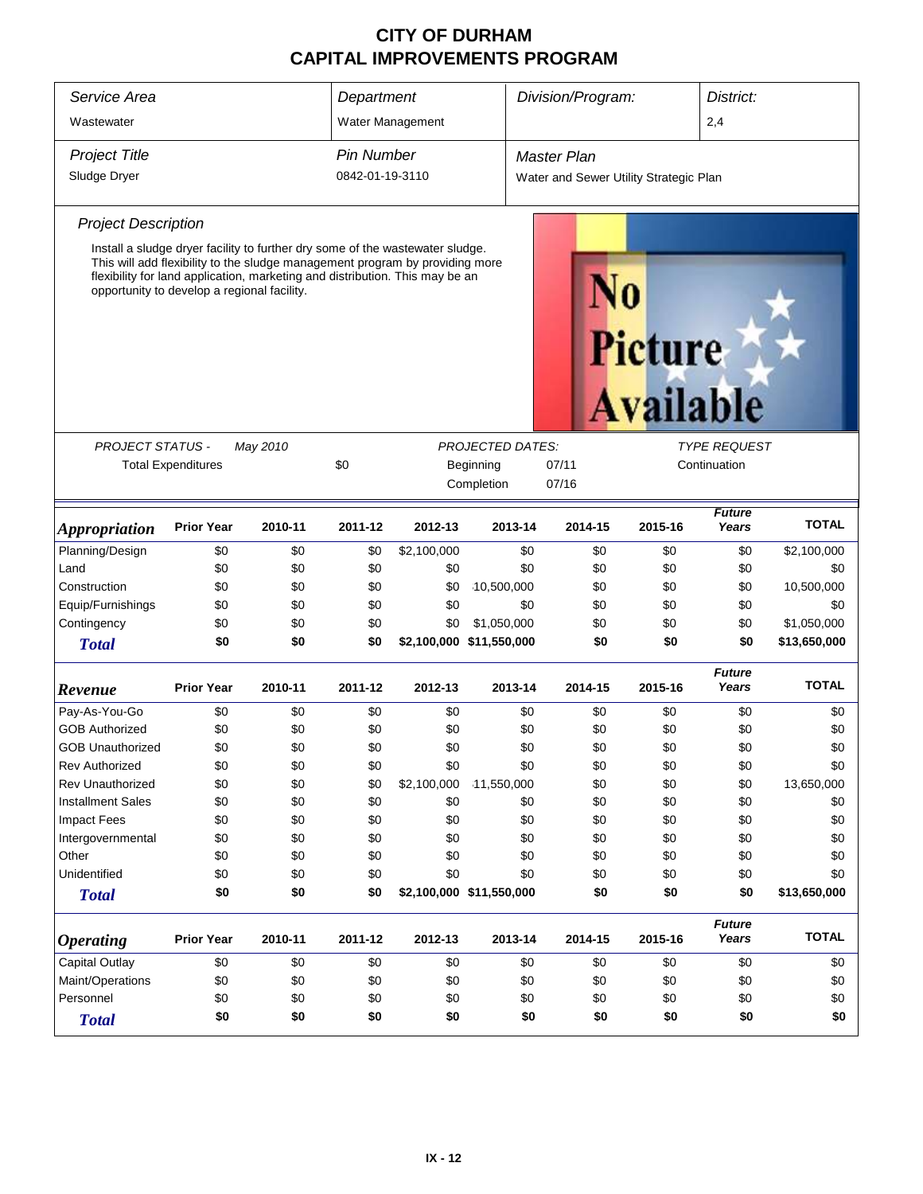# CITY OF DURHAM
# CAPITAL IMPROVEMENTS PROGRAM

| *Service Area* | *Department* | *Division/Program:* | *District:* |
|---|---|---|---|
| Wastewater | Water Management | | 2,4 |

| *Project Title* | *Pin Number* | *Master Plan* |
|---|---|---|
| Sludge Dryer | 0842-01-19-3110 | Water and Sewer Utility Strategic Plan |

*Project Description*

Install a sludge dryer facility to further dry some of the wastewater sludge. This will add flexibility to the sludge management program by providing more flexibility for land application, marketing and distribution. This may be an opportunity to develop a regional facility.

| *PROJECT STATUS -* | *May 2010* | *PROJECTED DATES:* | | *TYPE REQUEST* |
|---|---|---|---|---|
| Total Expenditures | $0 | Beginning | 07/11 | Continuation |
| | | Completion | 07/16 | |

| ***Appropriation*** | **Prior Year** | **2010-11** | **2011-12** | **2012-13** | **2013-14** | **2014-15** | **2015-16** | ***Future Years*** | **TOTAL** |
|---|---|---|---|---|---|---|---|---|---|
| Planning/Design | $0 | $0 | $0 | $2,100,000 | $0 | $0 | $0 | $0 | $2,100,000 |
| Land | $0 | $0 | $0 | $0 | $0 | $0 | $0 | $0 | $0 |
| Construction | $0 | $0 | $0 | $0 | 10,500,000 | $0 | $0 | $0 | 10,500,000 |
| Equip/Furnishings | $0 | $0 | $0 | $0 | $0 | $0 | $0 | $0 | $0 |
| Contingency | $0 | $0 | $0 | $0 | $1,050,000 | $0 | $0 | $0 | $1,050,000 |
| ***Total*** | **$0** | **$0** | **$0** | **$2,100,000** | **$11,550,000** | **$0** | **$0** | **$0** | **$13,650,000** |

| ***Revenue*** | **Prior Year** | **2010-11** | **2011-12** | **2012-13** | **2013-14** | **2014-15** | **2015-16** | ***Future Years*** | **TOTAL** |
|---|---|---|---|---|---|---|---|---|---|
| Pay-As-You-Go | $0 | $0 | $0 | $0 | $0 | $0 | $0 | $0 | $0 |
| GOB Authorized | $0 | $0 | $0 | $0 | $0 | $0 | $0 | $0 | $0 |
| GOB Unauthorized | $0 | $0 | $0 | $0 | $0 | $0 | $0 | $0 | $0 |
| Rev Authorized | $0 | $0 | $0 | $0 | $0 | $0 | $0 | $0 | $0 |
| Rev Unauthorized | $0 | $0 | $0 | $2,100,000 | 11,550,000 | $0 | $0 | $0 | 13,650,000 |
| Installment Sales | $0 | $0 | $0 | $0 | $0 | $0 | $0 | $0 | $0 |
| Impact Fees | $0 | $0 | $0 | $0 | $0 | $0 | $0 | $0 | $0 |
| Intergovernmental | $0 | $0 | $0 | $0 | $0 | $0 | $0 | $0 | $0 |
| Other | $0 | $0 | $0 | $0 | $0 | $0 | $0 | $0 | $0 |
| Unidentified | $0 | $0 | $0 | $0 | $0 | $0 | $0 | $0 | $0 |
| ***Total*** | **$0** | **$0** | **$0** | **$2,100,000** | **$11,550,000** | **$0** | **$0** | **$0** | **$13,650,000** |

| ***Operating*** | **Prior Year** | **2010-11** | **2011-12** | **2012-13** | **2013-14** | **2014-15** | **2015-16** | ***Future Years*** | **TOTAL** |
|---|---|---|---|---|---|---|---|---|---|
| Capital Outlay | $0 | $0 | $0 | $0 | $0 | $0 | $0 | $0 | $0 |
| Maint/Operations | $0 | $0 | $0 | $0 | $0 | $0 | $0 | $0 | $0 |
| Personnel | $0 | $0 | $0 | $0 | $0 | $0 | $0 | $0 | $0 |
| ***Total*** | **$0** | **$0** | **$0** | **$0** | **$0** | **$0** | **$0** | **$0** | **$0** |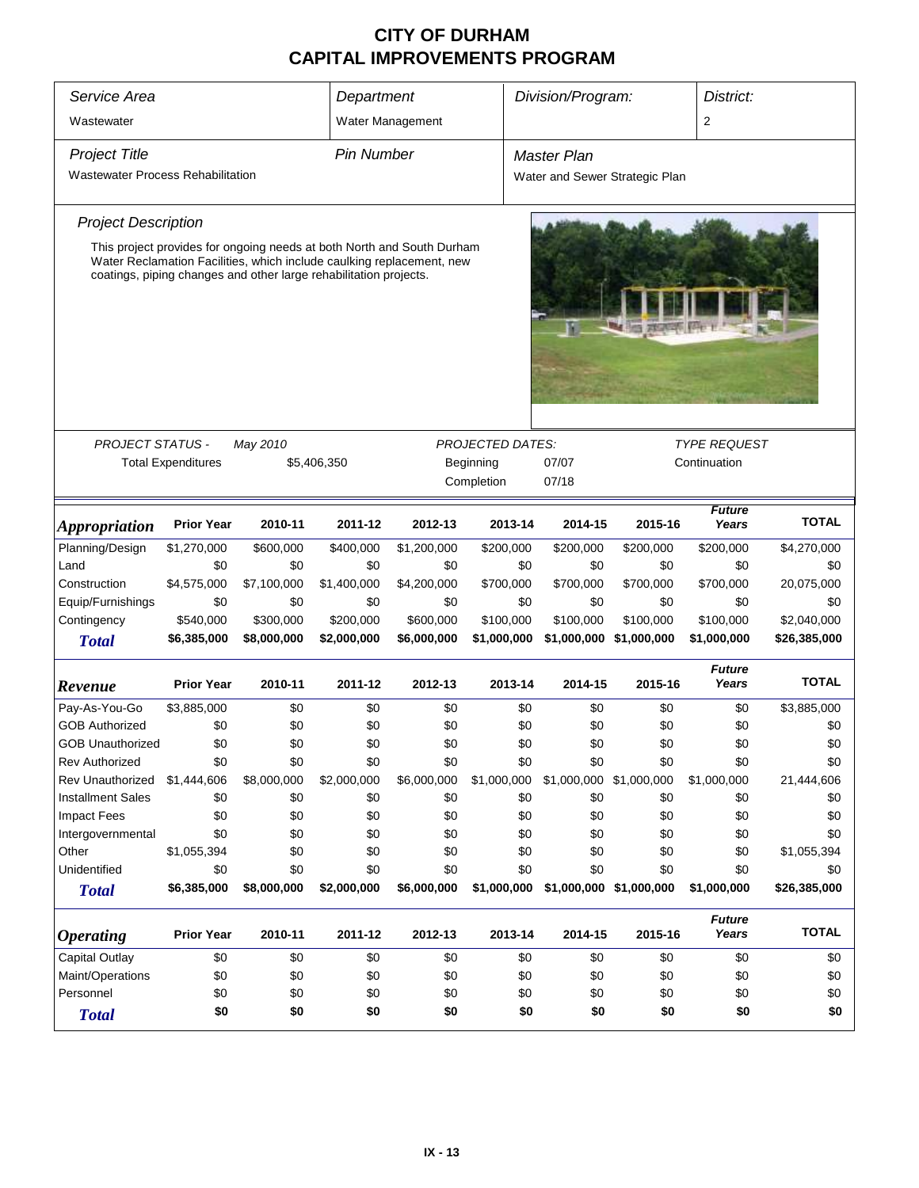# CITY OF DURHAM
# CAPITAL IMPROVEMENTS PROGRAM

| Service Area | Department | Division/Program: | District: |
|---|---|---|---|
| Wastewater | Water Management | | 2 |

| Project Title | Pin Number | Master Plan |
|---|---|---|
| Wastewater Process Rehabilitation | | Water and Sewer Strategic Plan |

*Project Description*

This project provides for ongoing needs at both North and South Durham Water Reclamation Facilities, which include caulking replacement, new coatings, piping changes and other large rehabilitation projects.

| PROJECT STATUS - | May 2010 | PROJECTED DATES: | | TYPE REQUEST |
|---|---|---|---|---|
| Total Expenditures | $5,406,350 | Beginning | 07/07 | Continuation |
| | | Completion | 07/18 | |

| *Appropriation* | Prior Year | 2010-11 | 2011-12 | 2012-13 | 2013-14 | 2014-15 | 2015-16 | Future Years | TOTAL |
|---|---|---|---|---|---|---|---|---|---|
| Planning/Design | $1,270,000 | $600,000 | $400,000 | $1,200,000 | $200,000 | $200,000 | $200,000 | $200,000 | $4,270,000 |
| Land | $0 | $0 | $0 | $0 | $0 | $0 | $0 | $0 | $0 |
| Construction | $4,575,000 | $7,100,000 | $1,400,000 | $4,200,000 | $700,000 | $700,000 | $700,000 | $700,000 | 20,075,000 |
| Equip/Furnishings | $0 | $0 | $0 | $0 | $0 | $0 | $0 | $0 | $0 |
| Contingency | $540,000 | $300,000 | $200,000 | $600,000 | $100,000 | $100,000 | $100,000 | $100,000 | $2,040,000 |
| **Total** | **$6,385,000** | **$8,000,000** | **$2,000,000** | **$6,000,000** | **$1,000,000** | **$1,000,000** | **$1,000,000** | **$1,000,000** | **$26,385,000** |

| *Revenue* | Prior Year | 2010-11 | 2011-12 | 2012-13 | 2013-14 | 2014-15 | 2015-16 | Future Years | TOTAL |
|---|---|---|---|---|---|---|---|---|---|
| Pay-As-You-Go | $3,885,000 | $0 | $0 | $0 | $0 | $0 | $0 | $0 | $3,885,000 |
| GOB Authorized | $0 | $0 | $0 | $0 | $0 | $0 | $0 | $0 | $0 |
| GOB Unauthorized | $0 | $0 | $0 | $0 | $0 | $0 | $0 | $0 | $0 |
| Rev Authorized | $0 | $0 | $0 | $0 | $0 | $0 | $0 | $0 | $0 |
| Rev Unauthorized | $1,444,606 | $8,000,000 | $2,000,000 | $6,000,000 | $1,000,000 | $1,000,000 | $1,000,000 | $1,000,000 | 21,444,606 |
| Installment Sales | $0 | $0 | $0 | $0 | $0 | $0 | $0 | $0 | $0 |
| Impact Fees | $0 | $0 | $0 | $0 | $0 | $0 | $0 | $0 | $0 |
| Intergovernmental | $0 | $0 | $0 | $0 | $0 | $0 | $0 | $0 | $0 |
| Other | $1,055,394 | $0 | $0 | $0 | $0 | $0 | $0 | $0 | $1,055,394 |
| Unidentified | $0 | $0 | $0 | $0 | $0 | $0 | $0 | $0 | $0 |
| **Total** | **$6,385,000** | **$8,000,000** | **$2,000,000** | **$6,000,000** | **$1,000,000** | **$1,000,000** | **$1,000,000** | **$1,000,000** | **$26,385,000** |

| *Operating* | Prior Year | 2010-11 | 2011-12 | 2012-13 | 2013-14 | 2014-15 | 2015-16 | Future Years | TOTAL |
|---|---|---|---|---|---|---|---|---|---|
| Capital Outlay | $0 | $0 | $0 | $0 | $0 | $0 | $0 | $0 | $0 |
| Maint/Operations | $0 | $0 | $0 | $0 | $0 | $0 | $0 | $0 | $0 |
| Personnel | $0 | $0 | $0 | $0 | $0 | $0 | $0 | $0 | $0 |
| **Total** | **$0** | **$0** | **$0** | **$0** | **$0** | **$0** | **$0** | **$0** | **$0** |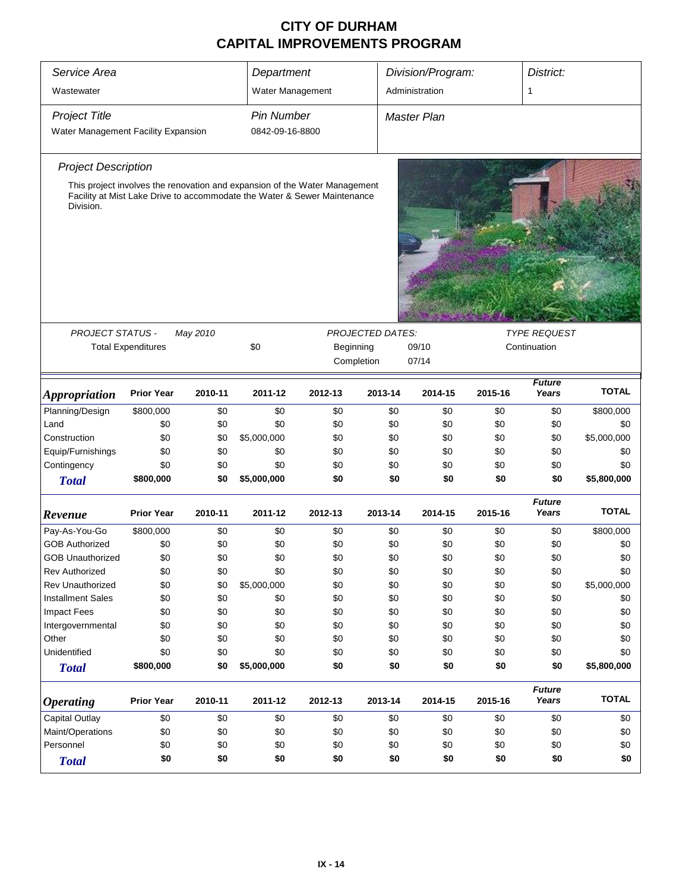# CITY OF DURHAM
# CAPITAL IMPROVEMENTS PROGRAM

| Service Area | Department | Division/Program: | District: |
|---|---|---|---|
| Wastewater | Water Management | Administration | 1 |

| Project Title | Pin Number | Master Plan |
|---|---|---|
| Water Management Facility Expansion | 0842-09-16-8800 | |

*Project Description*

This project involves the renovation and expansion of the Water Management Facility at Mist Lake Drive to accommodate the Water & Sewer Maintenance Division.

| PROJECT STATUS - May 2010 | | PROJECTED DATES: | | TYPE REQUEST |
|---|---|---|---|---|
| Total Expenditures | $0 | Beginning | 09/10 | Continuation |
| | | Completion | 07/14 | |

| *Appropriation* | Prior Year | 2010-11 | 2011-12 | 2012-13 | 2013-14 | 2014-15 | 2015-16 | *Future Years* | TOTAL |
|---|---|---|---|---|---|---|---|---|---|
| Planning/Design | $800,000 | $0 | $0 | $0 | $0 | $0 | $0 | $0 | $800,000 |
| Land | $0 | $0 | $0 | $0 | $0 | $0 | $0 | $0 | $0 |
| Construction | $0 | $0 | $5,000,000 | $0 | $0 | $0 | $0 | $0 | $5,000,000 |
| Equip/Furnishings | $0 | $0 | $0 | $0 | $0 | $0 | $0 | $0 | $0 |
| Contingency | $0 | $0 | $0 | $0 | $0 | $0 | $0 | $0 | $0 |
| ***Total*** | **$800,000** | **$0** | **$5,000,000** | **$0** | **$0** | **$0** | **$0** | **$0** | **$5,800,000** |

| *Revenue* | Prior Year | 2010-11 | 2011-12 | 2012-13 | 2013-14 | 2014-15 | 2015-16 | *Future Years* | TOTAL |
|---|---|---|---|---|---|---|---|---|---|
| Pay-As-You-Go | $800,000 | $0 | $0 | $0 | $0 | $0 | $0 | $0 | $800,000 |
| GOB Authorized | $0 | $0 | $0 | $0 | $0 | $0 | $0 | $0 | $0 |
| GOB Unauthorized | $0 | $0 | $0 | $0 | $0 | $0 | $0 | $0 | $0 |
| Rev Authorized | $0 | $0 | $0 | $0 | $0 | $0 | $0 | $0 | $0 |
| Rev Unauthorized | $0 | $0 | $5,000,000 | $0 | $0 | $0 | $0 | $0 | $5,000,000 |
| Installment Sales | $0 | $0 | $0 | $0 | $0 | $0 | $0 | $0 | $0 |
| Impact Fees | $0 | $0 | $0 | $0 | $0 | $0 | $0 | $0 | $0 |
| Intergovernmental | $0 | $0 | $0 | $0 | $0 | $0 | $0 | $0 | $0 |
| Other | $0 | $0 | $0 | $0 | $0 | $0 | $0 | $0 | $0 |
| Unidentified | $0 | $0 | $0 | $0 | $0 | $0 | $0 | $0 | $0 |
| ***Total*** | **$800,000** | **$0** | **$5,000,000** | **$0** | **$0** | **$0** | **$0** | **$0** | **$5,800,000** |

| *Operating* | Prior Year | 2010-11 | 2011-12 | 2012-13 | 2013-14 | 2014-15 | 2015-16 | *Future Years* | TOTAL |
|---|---|---|---|---|---|---|---|---|---|
| Capital Outlay | $0 | $0 | $0 | $0 | $0 | $0 | $0 | $0 | $0 |
| Maint/Operations | $0 | $0 | $0 | $0 | $0 | $0 | $0 | $0 | $0 |
| Personnel | $0 | $0 | $0 | $0 | $0 | $0 | $0 | $0 | $0 |
| ***Total*** | **$0** | **$0** | **$0** | **$0** | **$0** | **$0** | **$0** | **$0** | **$0** |